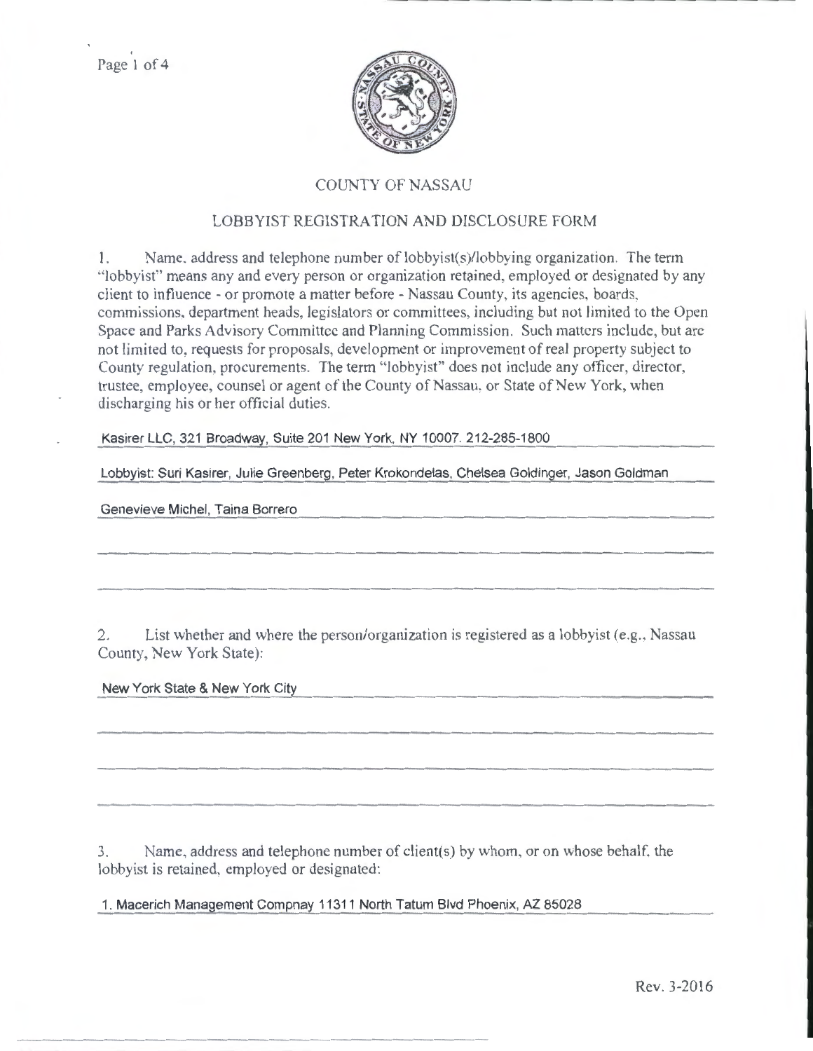# COUNTY OF NASSAU

## LOBBYIST REGISTRATION AND DISCLOSURE FORM

1. Name, address and telephone number of lobbyist(s)/lobbying organization. The term "lobbyist" means any and every person or organization retained, employed or designated by any client to influence - or promote a matter before - Nassau County, its agencies, boards, commissions, department heads, legislators or committees, including but not limited to the Open Space and Parks Advisory Committee and Planning Commission. Such matters include, but are not limited to, requests for proposals, development or improvement of real property subject to County regulation, procurements. The term "lobbyist" does not include any officer, director, trustee, employee, counsel or agent of the County of Nassau, or State of New York, when discharging his or her official duties.

Kasirer LLC, 321 Broadway, Suite 201 New York, NY 10007. 212-285-1800

Lobbyist: Suri Kasirer, Julie Greenberg, Peter Krokondelas, Chelsea Goldinger, Jason Goldman

Genevieve Michel, Taina Borrero

2. List whether and where the person/organization is registered as a lobbyist (e.g., Nassau County, New York State):

New York State & New York City

3. Name, address and telephone number of client(s) by whom, or on whose behalf, the lobbyist is retained, employed or designated:

1. Macerich Management Compnay 11311 North Tatum Blvd Phoenix, AZ 85028

Rev. 3-2016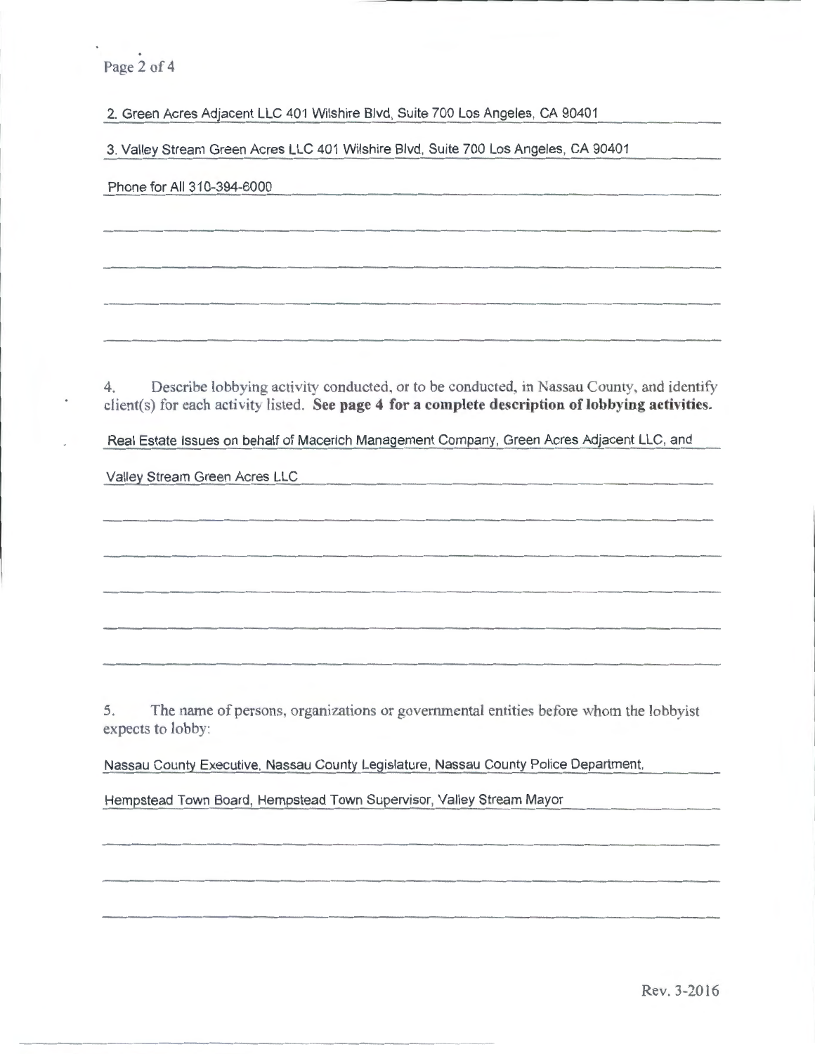2. Green Acres Adjacent LLC 401 Wilshire Blvd, Suite 700 Los Angeles, CA 90401

3. Valley Stream Green Acres LLC 401 Wilshire Blvd, Suite 700 Los Angeles, CA 90401

Phone for All 310-394-6000

4. Describe lobbying activity conducted, or to be conducted, in Nassau County, and identify client(s) for each activity listed. **See page 4 for a complete description of lobbying activities.**

Real Estate Issues on behalf of Macerich Management Company, Green Acres Adjacent LLC, and Valley Stream Green Acres LLC

5. The name of persons, organizations or governmental entities before whom the lobbyist expects to lobby:

Nassau County Executive, Nassau County Legislature, Nassau County Police Department, Hempstead Town Board, Hempstead Town Supervisor, Valley Stream Mayor

Rev. 3-2016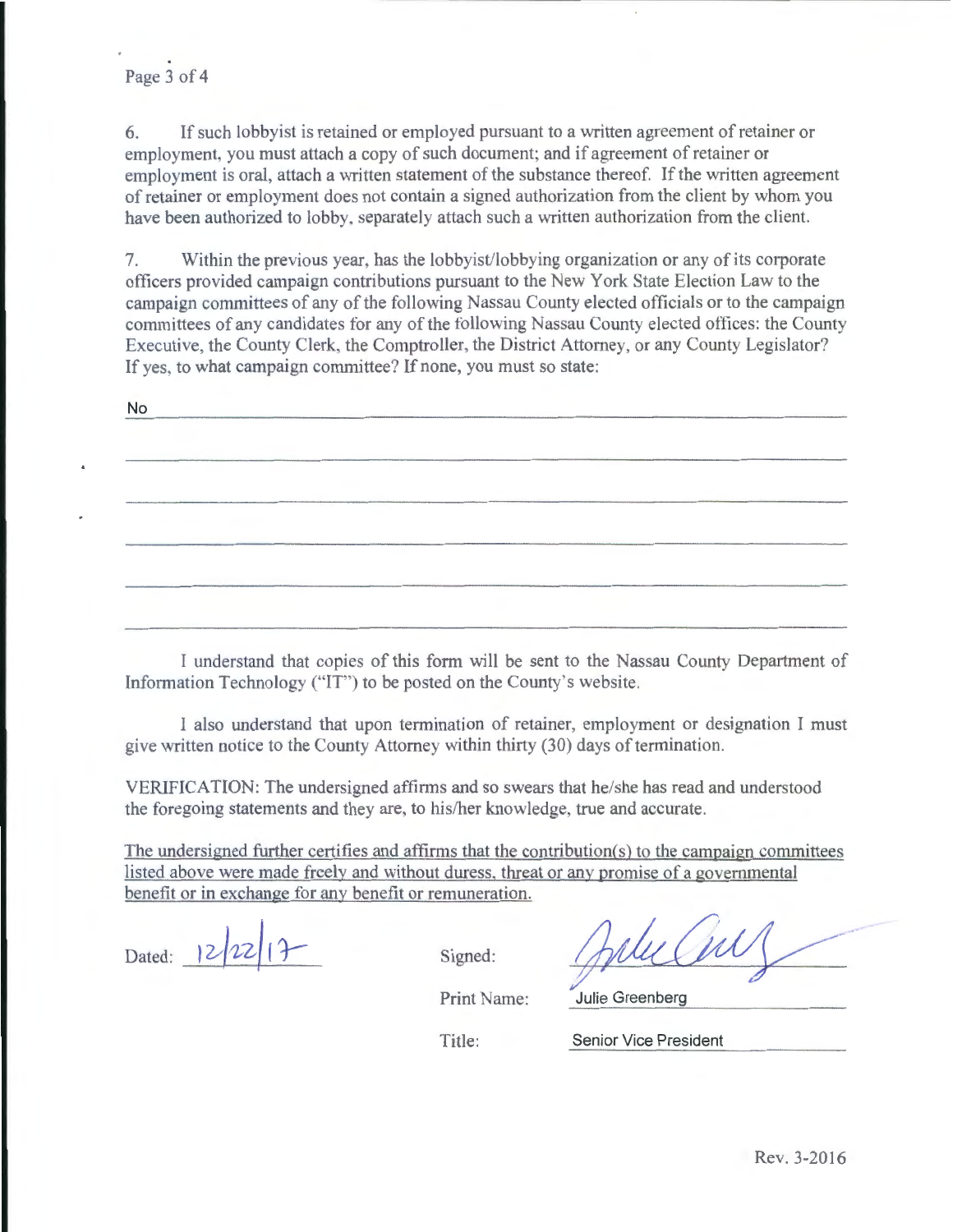6. If such lobbyist is retained or employed pursuant to a written agreement of retainer or employment, you must attach a copy of such document; and if agreement of retainer or employment is oral, attach a written statement of the substance thereof. If the written agreement of retainer or employment does not contain a signed authorization from the client by whom you have been authorized to lobby, separately attach such a written authorization from the client.

7. Within the previous year, has the lobbyist/lobbying organization or any of its corporate officers provided campaign contributions pursuant to the New York State Election Law to the campaign committees of any of the following Nassau County elected officials or to the campaign committees of any candidates for any of the following Nassau County elected offices: the County Executive, the County Clerk, the Comptroller, the District Attorney, or any County Legislator? If yes, to what campaign committee? If none, you must so state:

No

I understand that copies of this form will be sent to the Nassau County Department of Information Technology ("IT") to be posted on the County's website.

I also understand that upon termination of retainer, employment or designation I must give written notice to the County Attorney within thirty (30) days of termination.

VERIFICATION: The undersigned affirms and so swears that he/she has read and understood the foregoing statements and they are, to his/her knowledge, true and accurate.

The undersigned further certifies and affirms that the contribution(s) to the campaign committees listed above were made freely and without duress, threat or any promise of a governmental benefit or in exchange for any benefit or remuneration.

Dated: 12/22/17

Signed: [signature]

Print Name: Julie Greenberg

Title: Senior Vice President

Rev. 3-2016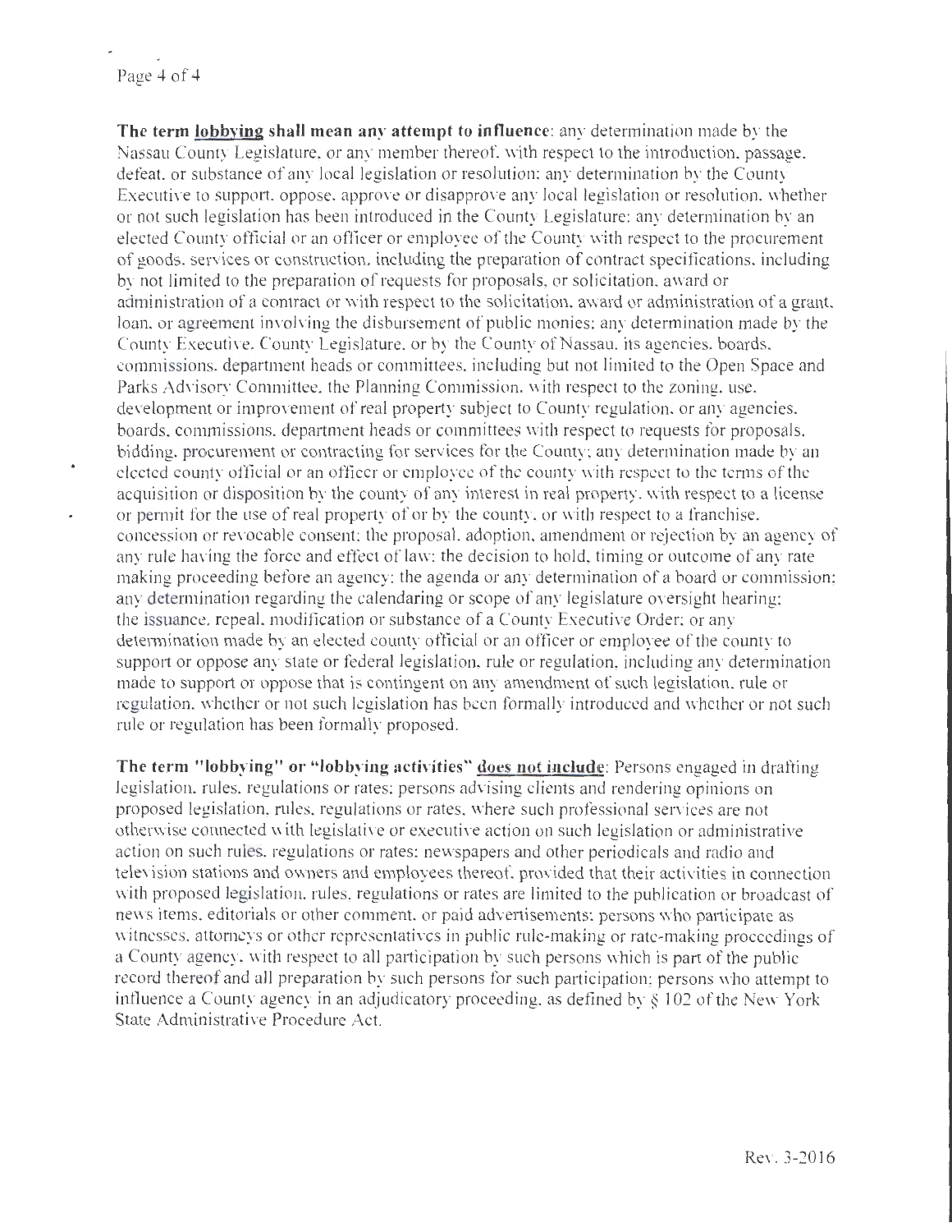**The term <u>lobbying</u> shall mean any attempt to influence**: any determination made by the Nassau County Legislature, or any member thereof, with respect to the introduction, passage, defeat, or substance of any local legislation or resolution; any determination by the County Executive to support, oppose, approve or disapprove any local legislation or resolution, whether or not such legislation has been introduced in the County Legislature; any determination by an elected County official or an officer or employee of the County with respect to the procurement of goods, services or construction, including the preparation of contract specifications, including by not limited to the preparation of requests for proposals, or solicitation, award or administration of a contract or with respect to the solicitation, award or administration of a grant, loan, or agreement involving the disbursement of public monies; any determination made by the County Executive, County Legislature, or by the County of Nassau, its agencies, boards, commissions, department heads or committees, including but not limited to the Open Space and Parks Advisory Committee, the Planning Commission, with respect to the zoning, use, development or improvement of real property subject to County regulation, or any agencies, boards, commissions, department heads or committees with respect to requests for proposals, bidding, procurement or contracting for services for the County; any determination made by an elected county official or an officer or employee of the county with respect to the terms of the acquisition or disposition by the county of any interest in real property, with respect to a license or permit for the use of real property of or by the county, or with respect to a franchise, concession or revocable consent; the proposal, adoption, amendment or rejection by an agency of any rule having the force and effect of law; the decision to hold, timing or outcome of any rate making proceeding before an agency; the agenda or any determination of a board or commission; any determination regarding the calendaring or scope of any legislature oversight hearing; the issuance, repeal, modification or substance of a County Executive Order; or any determination made by an elected county official or an officer or employee of the county to support or oppose any state or federal legislation, rule or regulation, including any determination made to support or oppose that is contingent on any amendment of such legislation, rule or regulation, whether or not such legislation has been formally introduced and whether or not such rule or regulation has been formally proposed.

**The term "lobbying" or "lobbying activities" <u>does not include</u>**: Persons engaged in drafting legislation, rules, regulations or rates; persons advising clients and rendering opinions on proposed legislation, rules, regulations or rates, where such professional services are not otherwise connected with legislative or executive action on such legislation or administrative action on such rules, regulations or rates; newspapers and other periodicals and radio and television stations and owners and employees thereof, provided that their activities in connection with proposed legislation, rules, regulations or rates are limited to the publication or broadcast of news items, editorials or other comment, or paid advertisements; persons who participate as witnesses, attorneys or other representatives in public rule-making or rate-making proceedings of a County agency, with respect to all participation by such persons which is part of the public record thereof and all preparation by such persons for such participation; persons who attempt to influence a County agency in an adjudicatory proceeding, as defined by § 102 of the New York State Administrative Procedure Act.

Rev. 3-2016